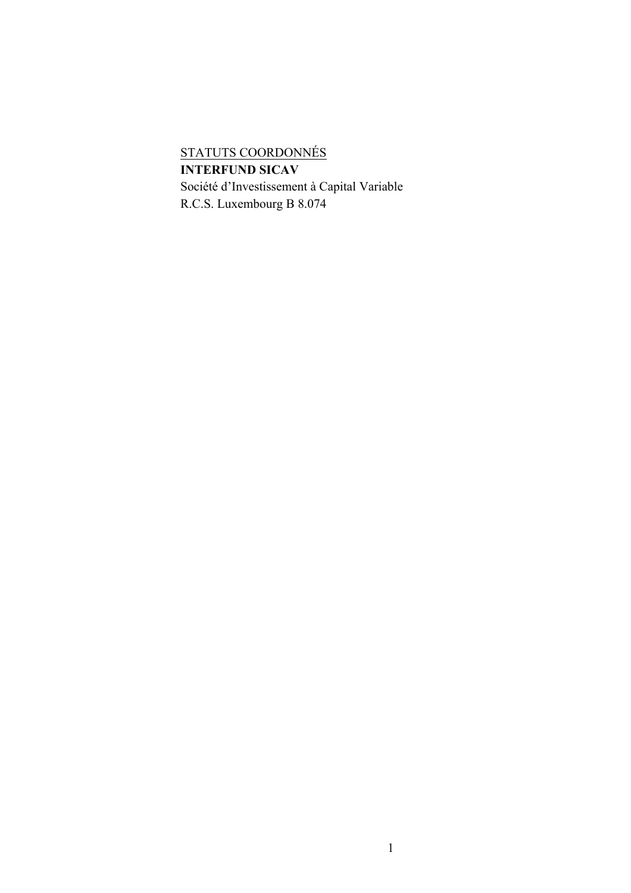<u>STATUTS COORDONNÉS</u>

**INTERFUND SICAV**

Société d'Investissement à Capital Variable

R.C.S. Luxembourg B 8.074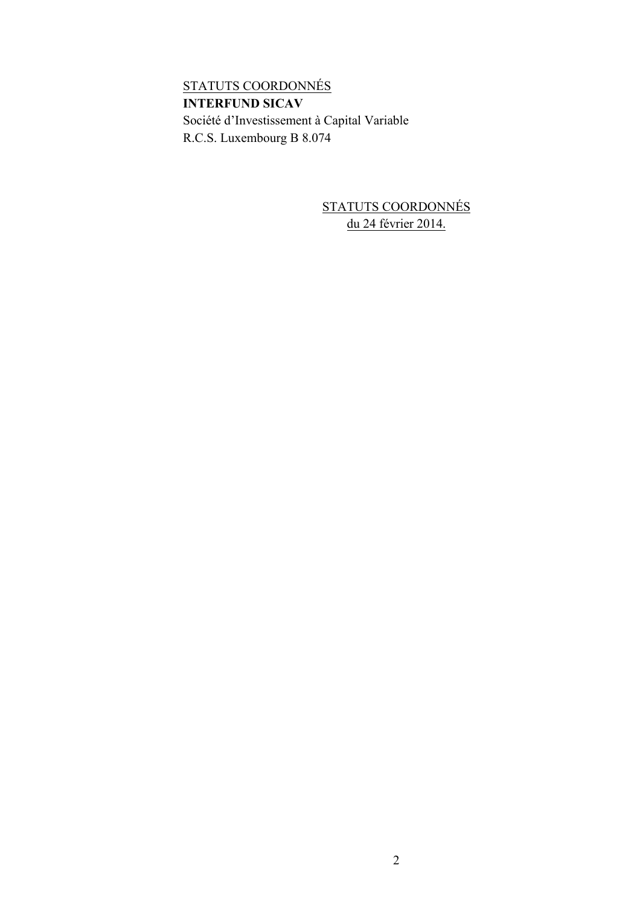<u>STATUTS COORDONNÉS</u>

**INTERFUND SICAV**

Société d'Investissement à Capital Variable

R.C.S. Luxembourg B 8.074

<u>STATUTS COORDONNÉS</u>

<u>du 24 février 2014.</u>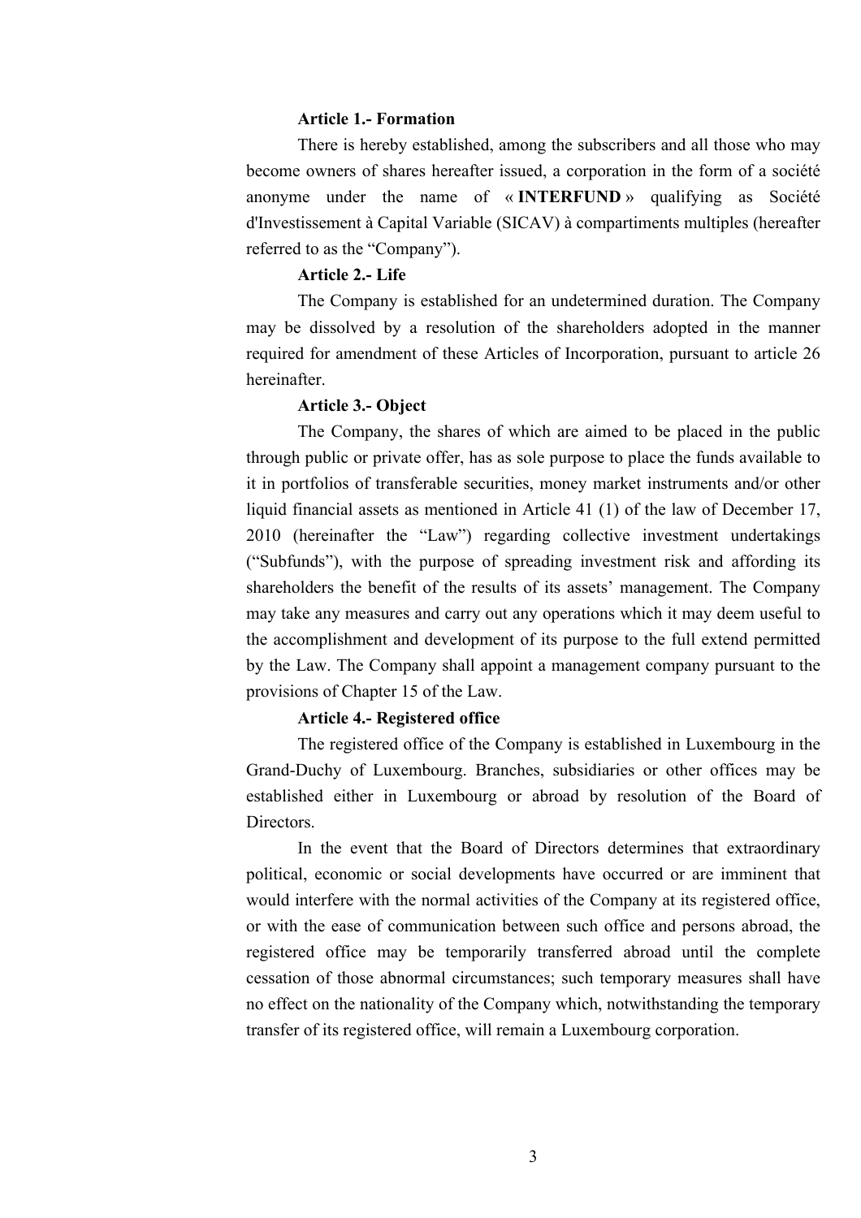**Article 1.- Formation**

There is hereby established, among the subscribers and all those who may become owners of shares hereafter issued, a corporation in the form of a société anonyme under the name of « **INTERFUND** » qualifying as Société d'Investissement à Capital Variable (SICAV) à compartiments multiples (hereafter referred to as the "Company").

**Article 2.- Life**

The Company is established for an undetermined duration. The Company may be dissolved by a resolution of the shareholders adopted in the manner required for amendment of these Articles of Incorporation, pursuant to article 26 hereinafter.

**Article 3.- Object**

The Company, the shares of which are aimed to be placed in the public through public or private offer, has as sole purpose to place the funds available to it in portfolios of transferable securities, money market instruments and/or other liquid financial assets as mentioned in Article 41 (1) of the law of December 17, 2010 (hereinafter the "Law") regarding collective investment undertakings ("Subfunds"), with the purpose of spreading investment risk and affording its shareholders the benefit of the results of its assets' management. The Company may take any measures and carry out any operations which it may deem useful to the accomplishment and development of its purpose to the full extend permitted by the Law. The Company shall appoint a management company pursuant to the provisions of Chapter 15 of the Law.

**Article 4.- Registered office**

The registered office of the Company is established in Luxembourg in the Grand-Duchy of Luxembourg. Branches, subsidiaries or other offices may be established either in Luxembourg or abroad by resolution of the Board of Directors.

In the event that the Board of Directors determines that extraordinary political, economic or social developments have occurred or are imminent that would interfere with the normal activities of the Company at its registered office, or with the ease of communication between such office and persons abroad, the registered office may be temporarily transferred abroad until the complete cessation of those abnormal circumstances; such temporary measures shall have no effect on the nationality of the Company which, notwithstanding the temporary transfer of its registered office, will remain a Luxembourg corporation.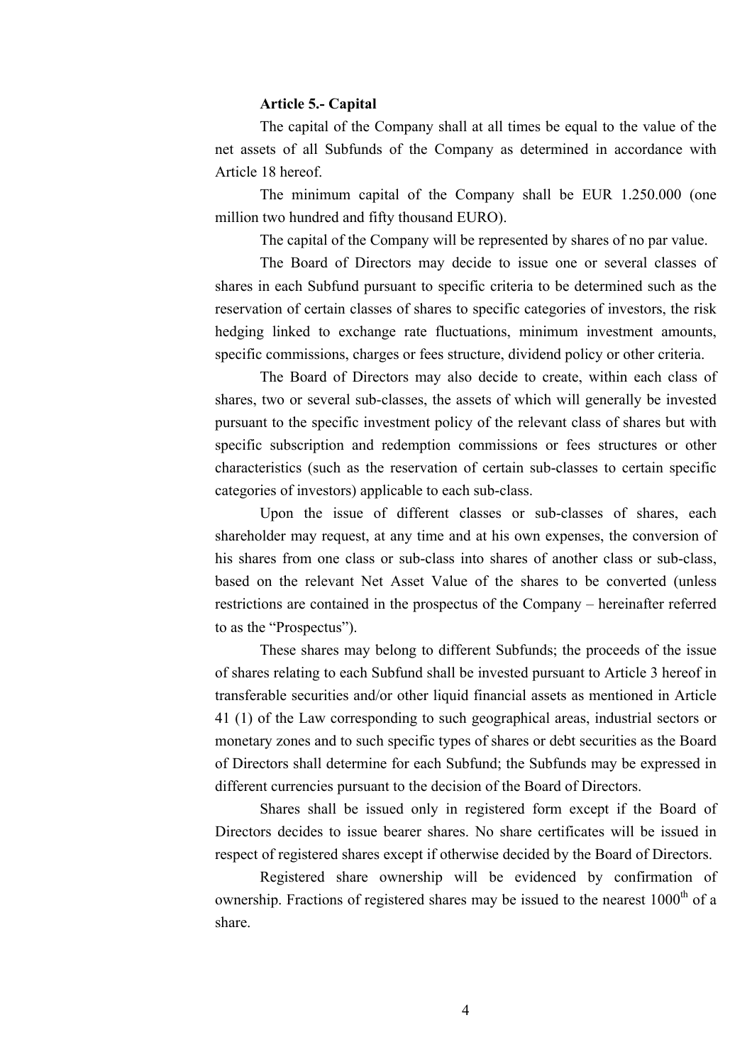**Article 5.- Capital**

The capital of the Company shall at all times be equal to the value of the net assets of all Subfunds of the Company as determined in accordance with Article 18 hereof.

The minimum capital of the Company shall be EUR 1.250.000 (one million two hundred and fifty thousand EURO).

The capital of the Company will be represented by shares of no par value.

The Board of Directors may decide to issue one or several classes of shares in each Subfund pursuant to specific criteria to be determined such as the reservation of certain classes of shares to specific categories of investors, the risk hedging linked to exchange rate fluctuations, minimum investment amounts, specific commissions, charges or fees structure, dividend policy or other criteria.

The Board of Directors may also decide to create, within each class of shares, two or several sub-classes, the assets of which will generally be invested pursuant to the specific investment policy of the relevant class of shares but with specific subscription and redemption commissions or fees structures or other characteristics (such as the reservation of certain sub-classes to certain specific categories of investors) applicable to each sub-class.

Upon the issue of different classes or sub-classes of shares, each shareholder may request, at any time and at his own expenses, the conversion of his shares from one class or sub-class into shares of another class or sub-class, based on the relevant Net Asset Value of the shares to be converted (unless restrictions are contained in the prospectus of the Company – hereinafter referred to as the "Prospectus").

These shares may belong to different Subfunds; the proceeds of the issue of shares relating to each Subfund shall be invested pursuant to Article 3 hereof in transferable securities and/or other liquid financial assets as mentioned in Article 41 (1) of the Law corresponding to such geographical areas, industrial sectors or monetary zones and to such specific types of shares or debt securities as the Board of Directors shall determine for each Subfund; the Subfunds may be expressed in different currencies pursuant to the decision of the Board of Directors.

Shares shall be issued only in registered form except if the Board of Directors decides to issue bearer shares. No share certificates will be issued in respect of registered shares except if otherwise decided by the Board of Directors.

Registered share ownership will be evidenced by confirmation of ownership. Fractions of registered shares may be issued to the nearest 1000th of a share.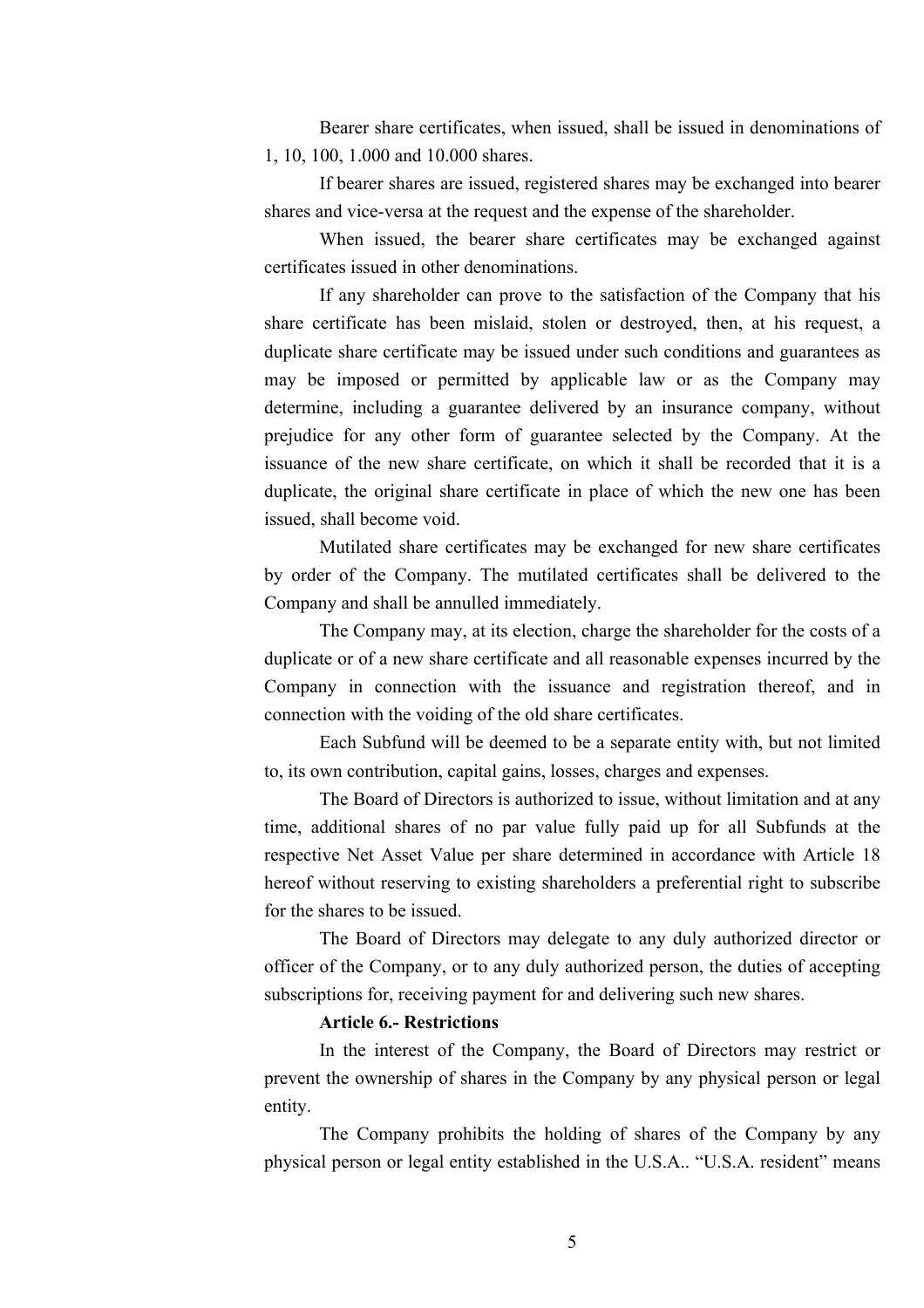Bearer share certificates, when issued, shall be issued in denominations of 1, 10, 100, 1.000 and 10.000 shares.

If bearer shares are issued, registered shares may be exchanged into bearer shares and vice-versa at the request and the expense of the shareholder.

When issued, the bearer share certificates may be exchanged against certificates issued in other denominations.

If any shareholder can prove to the satisfaction of the Company that his share certificate has been mislaid, stolen or destroyed, then, at his request, a duplicate share certificate may be issued under such conditions and guarantees as may be imposed or permitted by applicable law or as the Company may determine, including a guarantee delivered by an insurance company, without prejudice for any other form of guarantee selected by the Company. At the issuance of the new share certificate, on which it shall be recorded that it is a duplicate, the original share certificate in place of which the new one has been issued, shall become void.

Mutilated share certificates may be exchanged for new share certificates by order of the Company. The mutilated certificates shall be delivered to the Company and shall be annulled immediately.

The Company may, at its election, charge the shareholder for the costs of a duplicate or of a new share certificate and all reasonable expenses incurred by the Company in connection with the issuance and registration thereof, and in connection with the voiding of the old share certificates.

Each Subfund will be deemed to be a separate entity with, but not limited to, its own contribution, capital gains, losses, charges and expenses.

The Board of Directors is authorized to issue, without limitation and at any time, additional shares of no par value fully paid up for all Subfunds at the respective Net Asset Value per share determined in accordance with Article 18 hereof without reserving to existing shareholders a preferential right to subscribe for the shares to be issued.

The Board of Directors may delegate to any duly authorized director or officer of the Company, or to any duly authorized person, the duties of accepting subscriptions for, receiving payment for and delivering such new shares.

**Article 6.- Restrictions**

In the interest of the Company, the Board of Directors may restrict or prevent the ownership of shares in the Company by any physical person or legal entity.

The Company prohibits the holding of shares of the Company by any physical person or legal entity established in the U.S.A.. "U.S.A. resident" means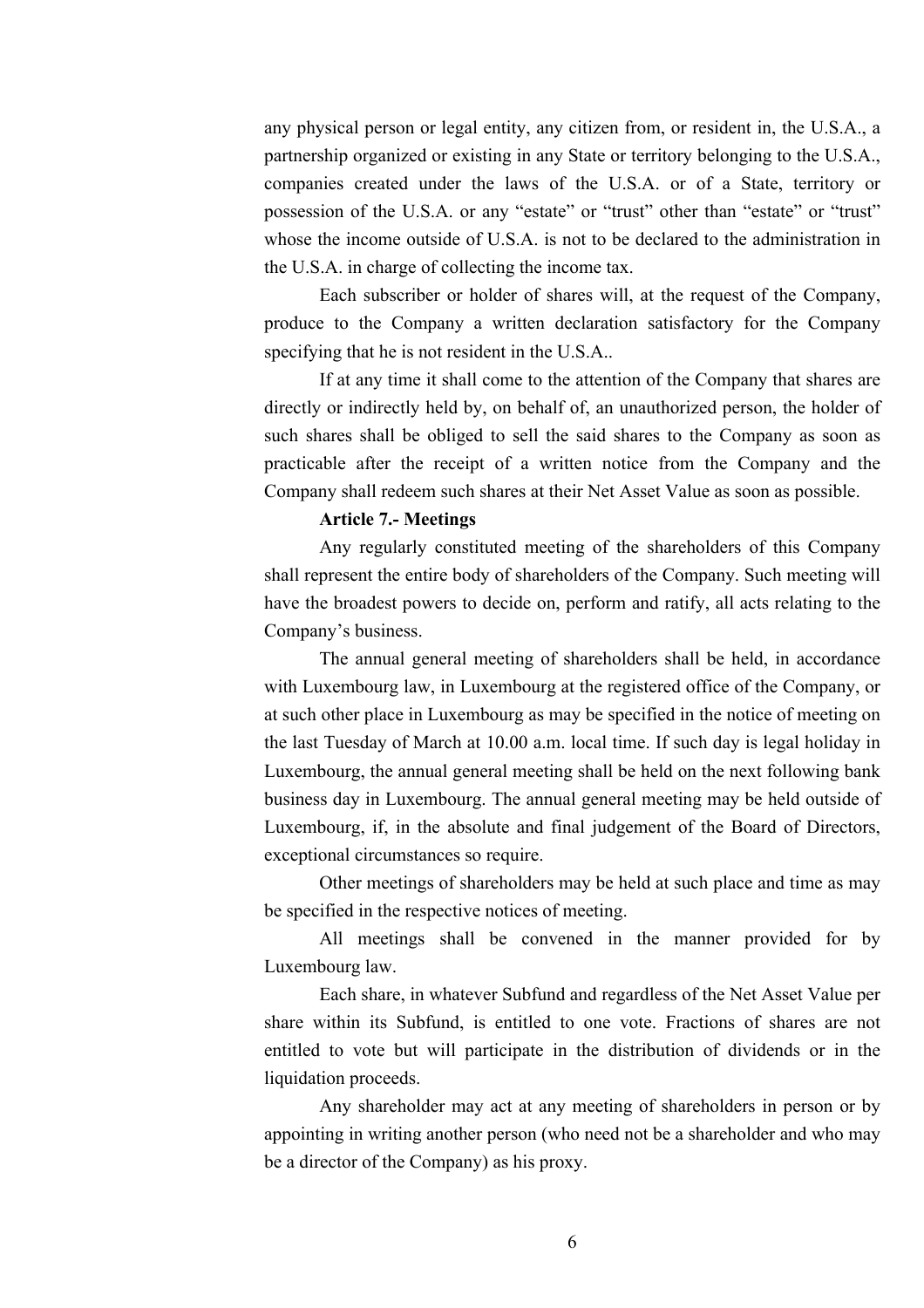any physical person or legal entity, any citizen from, or resident in, the U.S.A., a partnership organized or existing in any State or territory belonging to the U.S.A., companies created under the laws of the U.S.A. or of a State, territory or possession of the U.S.A. or any "estate" or "trust" other than "estate" or "trust" whose the income outside of U.S.A. is not to be declared to the administration in the U.S.A. in charge of collecting the income tax.

Each subscriber or holder of shares will, at the request of the Company, produce to the Company a written declaration satisfactory for the Company specifying that he is not resident in the U.S.A..

If at any time it shall come to the attention of the Company that shares are directly or indirectly held by, on behalf of, an unauthorized person, the holder of such shares shall be obliged to sell the said shares to the Company as soon as practicable after the receipt of a written notice from the Company and the Company shall redeem such shares at their Net Asset Value as soon as possible.

**Article 7.- Meetings**

Any regularly constituted meeting of the shareholders of this Company shall represent the entire body of shareholders of the Company. Such meeting will have the broadest powers to decide on, perform and ratify, all acts relating to the Company's business.

The annual general meeting of shareholders shall be held, in accordance with Luxembourg law, in Luxembourg at the registered office of the Company, or at such other place in Luxembourg as may be specified in the notice of meeting on the last Tuesday of March at 10.00 a.m. local time. If such day is legal holiday in Luxembourg, the annual general meeting shall be held on the next following bank business day in Luxembourg. The annual general meeting may be held outside of Luxembourg, if, in the absolute and final judgement of the Board of Directors, exceptional circumstances so require.

Other meetings of shareholders may be held at such place and time as may be specified in the respective notices of meeting.

All meetings shall be convened in the manner provided for by Luxembourg law.

Each share, in whatever Subfund and regardless of the Net Asset Value per share within its Subfund, is entitled to one vote. Fractions of shares are not entitled to vote but will participate in the distribution of dividends or in the liquidation proceeds.

Any shareholder may act at any meeting of shareholders in person or by appointing in writing another person (who need not be a shareholder and who may be a director of the Company) as his proxy.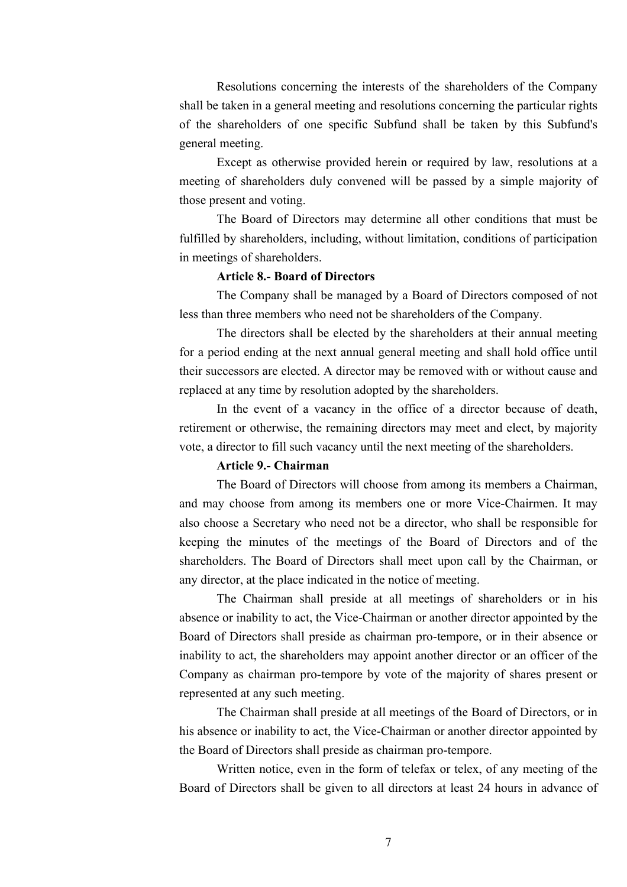Resolutions concerning the interests of the shareholders of the Company shall be taken in a general meeting and resolutions concerning the particular rights of the shareholders of one specific Subfund shall be taken by this Subfund's general meeting.

Except as otherwise provided herein or required by law, resolutions at a meeting of shareholders duly convened will be passed by a simple majority of those present and voting.

The Board of Directors may determine all other conditions that must be fulfilled by shareholders, including, without limitation, conditions of participation in meetings of shareholders.

**Article 8.- Board of Directors**

The Company shall be managed by a Board of Directors composed of not less than three members who need not be shareholders of the Company.

The directors shall be elected by the shareholders at their annual meeting for a period ending at the next annual general meeting and shall hold office until their successors are elected. A director may be removed with or without cause and replaced at any time by resolution adopted by the shareholders.

In the event of a vacancy in the office of a director because of death, retirement or otherwise, the remaining directors may meet and elect, by majority vote, a director to fill such vacancy until the next meeting of the shareholders.

**Article 9.- Chairman**

The Board of Directors will choose from among its members a Chairman, and may choose from among its members one or more Vice-Chairmen. It may also choose a Secretary who need not be a director, who shall be responsible for keeping the minutes of the meetings of the Board of Directors and of the shareholders. The Board of Directors shall meet upon call by the Chairman, or any director, at the place indicated in the notice of meeting.

The Chairman shall preside at all meetings of shareholders or in his absence or inability to act, the Vice-Chairman or another director appointed by the Board of Directors shall preside as chairman pro-tempore, or in their absence or inability to act, the shareholders may appoint another director or an officer of the Company as chairman pro-tempore by vote of the majority of shares present or represented at any such meeting.

The Chairman shall preside at all meetings of the Board of Directors, or in his absence or inability to act, the Vice-Chairman or another director appointed by the Board of Directors shall preside as chairman pro-tempore.

Written notice, even in the form of telefax or telex, of any meeting of the Board of Directors shall be given to all directors at least 24 hours in advance of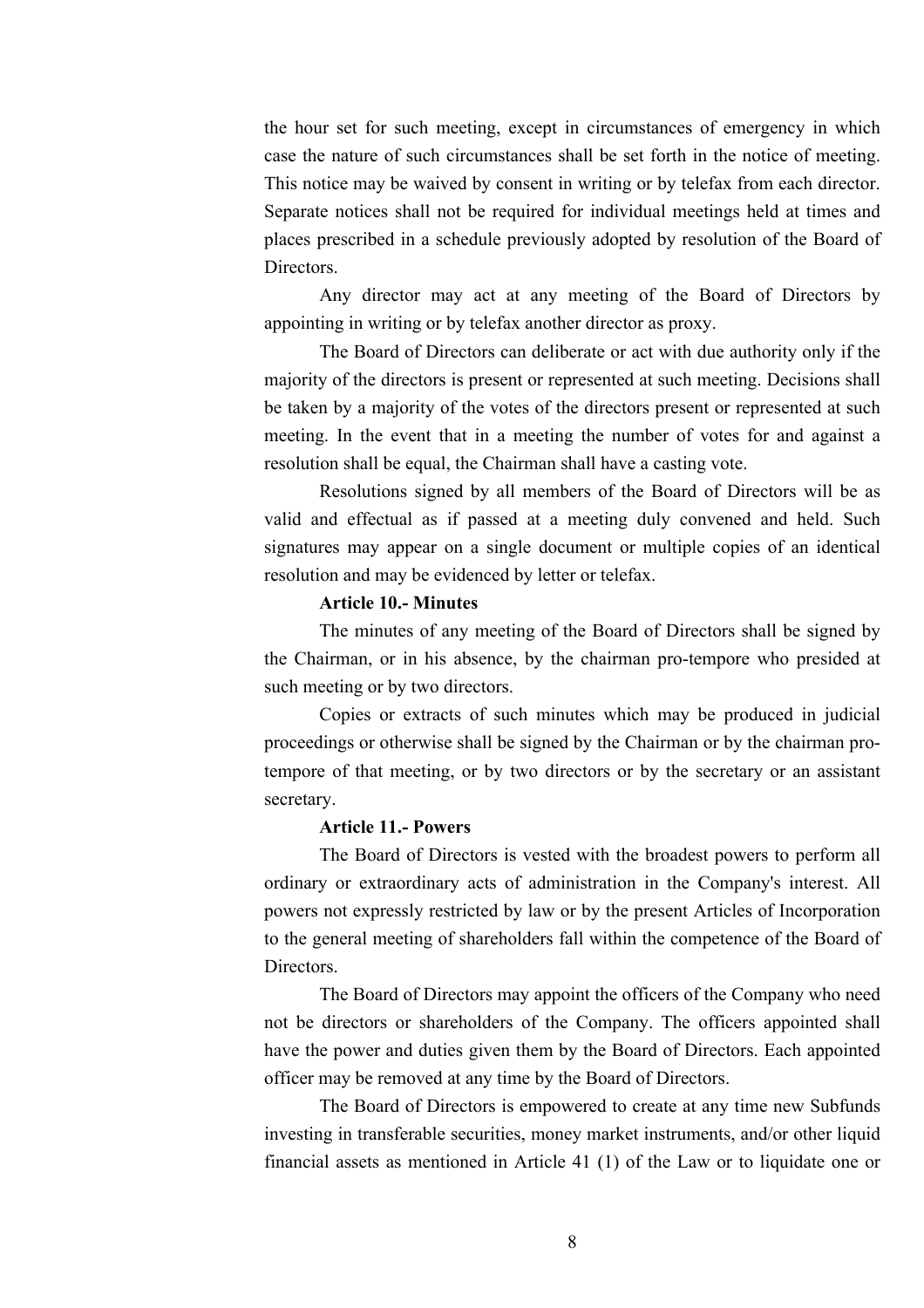the hour set for such meeting, except in circumstances of emergency in which case the nature of such circumstances shall be set forth in the notice of meeting. This notice may be waived by consent in writing or by telefax from each director. Separate notices shall not be required for individual meetings held at times and places prescribed in a schedule previously adopted by resolution of the Board of Directors.

Any director may act at any meeting of the Board of Directors by appointing in writing or by telefax another director as proxy.

The Board of Directors can deliberate or act with due authority only if the majority of the directors is present or represented at such meeting. Decisions shall be taken by a majority of the votes of the directors present or represented at such meeting. In the event that in a meeting the number of votes for and against a resolution shall be equal, the Chairman shall have a casting vote.

Resolutions signed by all members of the Board of Directors will be as valid and effectual as if passed at a meeting duly convened and held. Such signatures may appear on a single document or multiple copies of an identical resolution and may be evidenced by letter or telefax.

**Article 10.- Minutes**

The minutes of any meeting of the Board of Directors shall be signed by the Chairman, or in his absence, by the chairman pro-tempore who presided at such meeting or by two directors.

Copies or extracts of such minutes which may be produced in judicial proceedings or otherwise shall be signed by the Chairman or by the chairman pro-tempore of that meeting, or by two directors or by the secretary or an assistant secretary.

**Article 11.- Powers**

The Board of Directors is vested with the broadest powers to perform all ordinary or extraordinary acts of administration in the Company's interest. All powers not expressly restricted by law or by the present Articles of Incorporation to the general meeting of shareholders fall within the competence of the Board of Directors.

The Board of Directors may appoint the officers of the Company who need not be directors or shareholders of the Company. The officers appointed shall have the power and duties given them by the Board of Directors. Each appointed officer may be removed at any time by the Board of Directors.

The Board of Directors is empowered to create at any time new Subfunds investing in transferable securities, money market instruments, and/or other liquid financial assets as mentioned in Article 41 (1) of the Law or to liquidate one or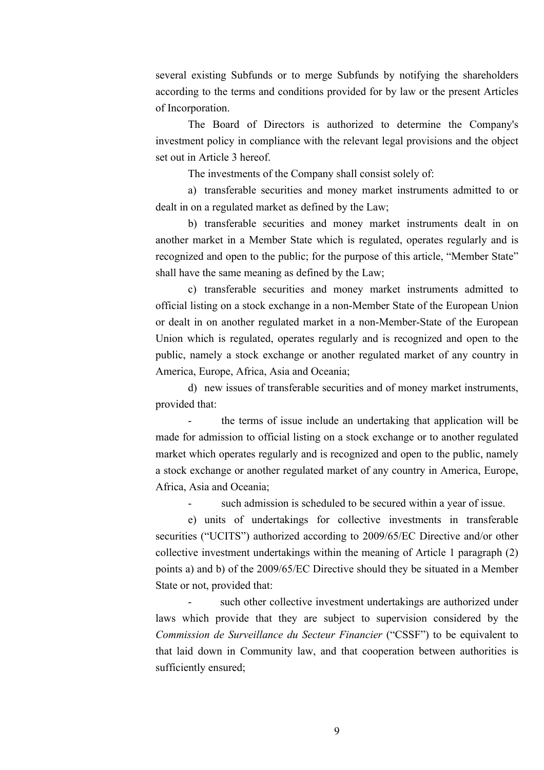several existing Subfunds or to merge Subfunds by notifying the shareholders according to the terms and conditions provided for by law or the present Articles of Incorporation.

The Board of Directors is authorized to determine the Company's investment policy in compliance with the relevant legal provisions and the object set out in Article 3 hereof.

The investments of the Company shall consist solely of:

a) transferable securities and money market instruments admitted to or dealt in on a regulated market as defined by the Law;

b) transferable securities and money market instruments dealt in on another market in a Member State which is regulated, operates regularly and is recognized and open to the public; for the purpose of this article, "Member State" shall have the same meaning as defined by the Law;

c) transferable securities and money market instruments admitted to official listing on a stock exchange in a non-Member State of the European Union or dealt in on another regulated market in a non-Member-State of the European Union which is regulated, operates regularly and is recognized and open to the public, namely a stock exchange or another regulated market of any country in America, Europe, Africa, Asia and Oceania;

d) new issues of transferable securities and of money market instruments, provided that:

- the terms of issue include an undertaking that application will be made for admission to official listing on a stock exchange or to another regulated market which operates regularly and is recognized and open to the public, namely a stock exchange or another regulated market of any country in America, Europe, Africa, Asia and Oceania;
- such admission is scheduled to be secured within a year of issue.

e) units of undertakings for collective investments in transferable securities ("UCITS") authorized according to 2009/65/EC Directive and/or other collective investment undertakings within the meaning of Article 1 paragraph (2) points a) and b) of the 2009/65/EC Directive should they be situated in a Member State or not, provided that:

- such other collective investment undertakings are authorized under laws which provide that they are subject to supervision considered by the *Commission de Surveillance du Secteur Financier* ("CSSF") to be equivalent to that laid down in Community law, and that cooperation between authorities is sufficiently ensured;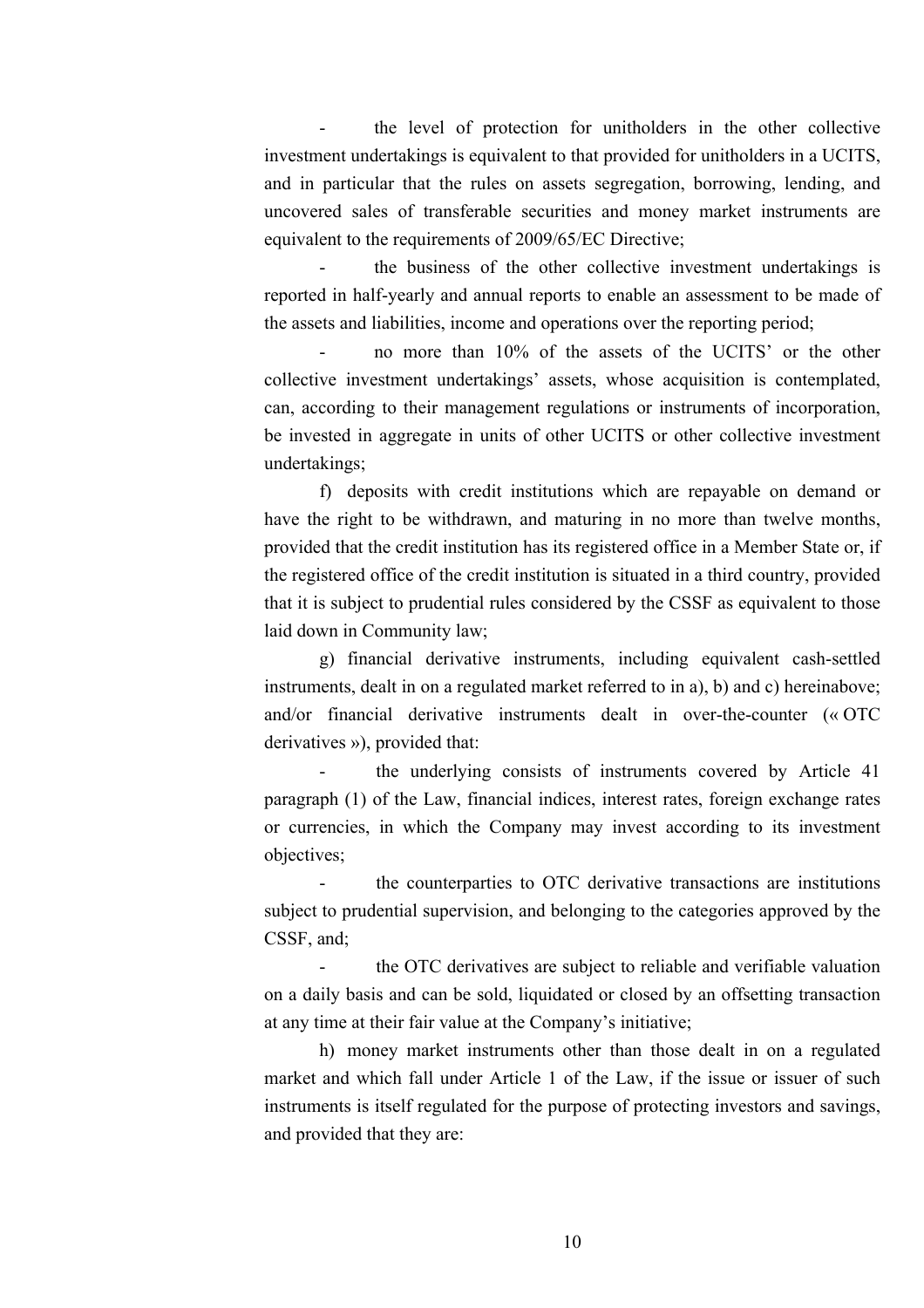- the level of protection for unitholders in the other collective investment undertakings is equivalent to that provided for unitholders in a UCITS, and in particular that the rules on assets segregation, borrowing, lending, and uncovered sales of transferable securities and money market instruments are equivalent to the requirements of 2009/65/EC Directive;

- the business of the other collective investment undertakings is reported in half-yearly and annual reports to enable an assessment to be made of the assets and liabilities, income and operations over the reporting period;

- no more than 10% of the assets of the UCITS' or the other collective investment undertakings' assets, whose acquisition is contemplated, can, according to their management regulations or instruments of incorporation, be invested in aggregate in units of other UCITS or other collective investment undertakings;

f) deposits with credit institutions which are repayable on demand or have the right to be withdrawn, and maturing in no more than twelve months, provided that the credit institution has its registered office in a Member State or, if the registered office of the credit institution is situated in a third country, provided that it is subject to prudential rules considered by the CSSF as equivalent to those laid down in Community law;

g) financial derivative instruments, including equivalent cash-settled instruments, dealt in on a regulated market referred to in a), b) and c) hereinabove; and/or financial derivative instruments dealt in over-the-counter (« OTC derivatives »), provided that:

- the underlying consists of instruments covered by Article 41 paragraph (1) of the Law, financial indices, interest rates, foreign exchange rates or currencies, in which the Company may invest according to its investment objectives;

- the counterparties to OTC derivative transactions are institutions subject to prudential supervision, and belonging to the categories approved by the CSSF, and;

- the OTC derivatives are subject to reliable and verifiable valuation on a daily basis and can be sold, liquidated or closed by an offsetting transaction at any time at their fair value at the Company's initiative;

h) money market instruments other than those dealt in on a regulated market and which fall under Article 1 of the Law, if the issue or issuer of such instruments is itself regulated for the purpose of protecting investors and savings, and provided that they are: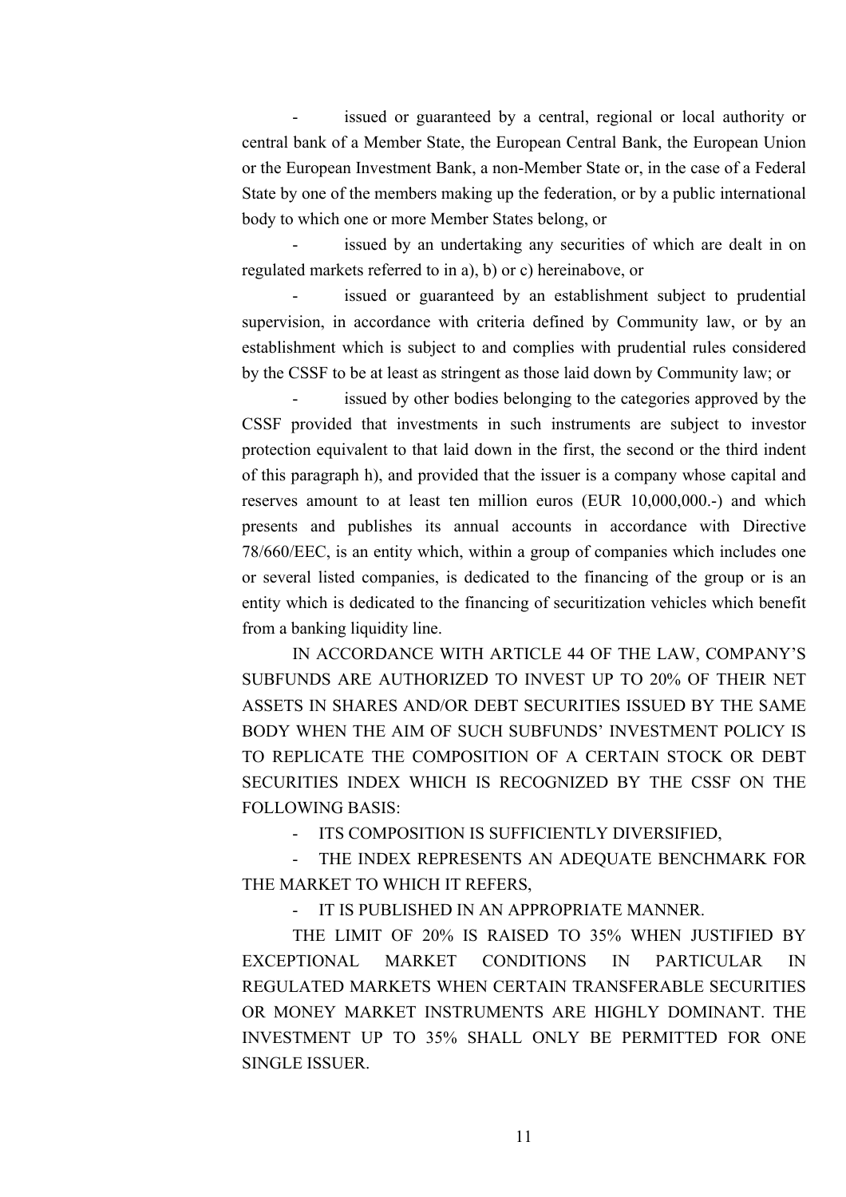- issued or guaranteed by a central, regional or local authority or central bank of a Member State, the European Central Bank, the European Union or the European Investment Bank, a non-Member State or, in the case of a Federal State by one of the members making up the federation, or by a public international body to which one or more Member States belong, or

- issued by an undertaking any securities of which are dealt in on regulated markets referred to in a), b) or c) hereinabove, or

- issued or guaranteed by an establishment subject to prudential supervision, in accordance with criteria defined by Community law, or by an establishment which is subject to and complies with prudential rules considered by the CSSF to be at least as stringent as those laid down by Community law; or

- issued by other bodies belonging to the categories approved by the CSSF provided that investments in such instruments are subject to investor protection equivalent to that laid down in the first, the second or the third indent of this paragraph h), and provided that the issuer is a company whose capital and reserves amount to at least ten million euros (EUR 10,000,000.-) and which presents and publishes its annual accounts in accordance with Directive 78/660/EEC, is an entity which, within a group of companies which includes one or several listed companies, is dedicated to the financing of the group or is an entity which is dedicated to the financing of securitization vehicles which benefit from a banking liquidity line.

IN ACCORDANCE WITH ARTICLE 44 OF THE LAW, COMPANY'S SUBFUNDS ARE AUTHORIZED TO INVEST UP TO 20% OF THEIR NET ASSETS IN SHARES AND/OR DEBT SECURITIES ISSUED BY THE SAME BODY WHEN THE AIM OF SUCH SUBFUNDS' INVESTMENT POLICY IS TO REPLICATE THE COMPOSITION OF A CERTAIN STOCK OR DEBT SECURITIES INDEX WHICH IS RECOGNIZED BY THE CSSF ON THE FOLLOWING BASIS:

- ITS COMPOSITION IS SUFFICIENTLY DIVERSIFIED,
- THE INDEX REPRESENTS AN ADEQUATE BENCHMARK FOR THE MARKET TO WHICH IT REFERS,
- IT IS PUBLISHED IN AN APPROPRIATE MANNER.

THE LIMIT OF 20% IS RAISED TO 35% WHEN JUSTIFIED BY EXCEPTIONAL MARKET CONDITIONS IN PARTICULAR IN REGULATED MARKETS WHEN CERTAIN TRANSFERABLE SECURITIES OR MONEY MARKET INSTRUMENTS ARE HIGHLY DOMINANT. THE INVESTMENT UP TO 35% SHALL ONLY BE PERMITTED FOR ONE SINGLE ISSUER.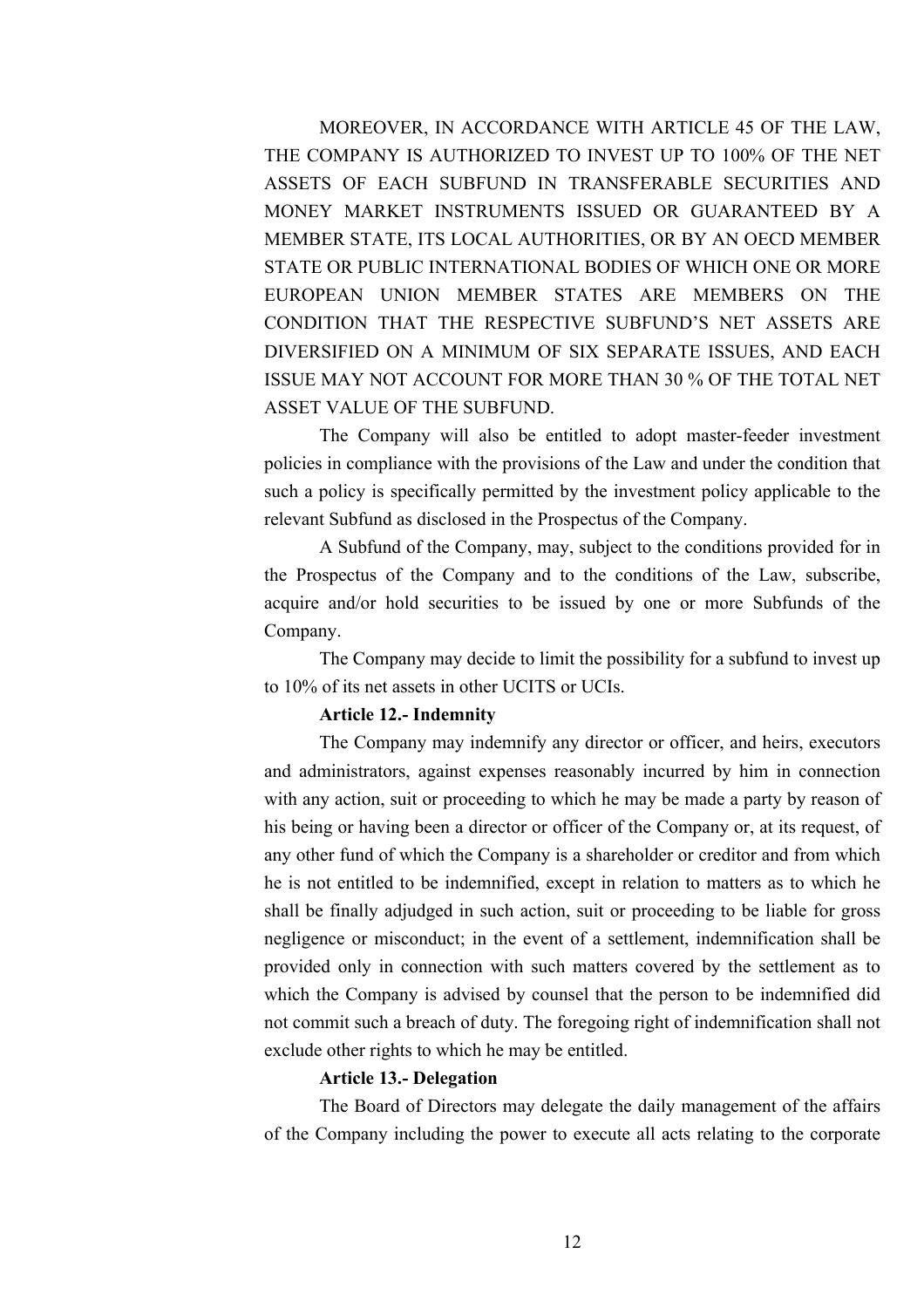MOREOVER, IN ACCORDANCE WITH ARTICLE 45 OF THE LAW, THE COMPANY IS AUTHORIZED TO INVEST UP TO 100% OF THE NET ASSETS OF EACH SUBFUND IN TRANSFERABLE SECURITIES AND MONEY MARKET INSTRUMENTS ISSUED OR GUARANTEED BY A MEMBER STATE, ITS LOCAL AUTHORITIES, OR BY AN OECD MEMBER STATE OR PUBLIC INTERNATIONAL BODIES OF WHICH ONE OR MORE EUROPEAN UNION MEMBER STATES ARE MEMBERS ON THE CONDITION THAT THE RESPECTIVE SUBFUND'S NET ASSETS ARE DIVERSIFIED ON A MINIMUM OF SIX SEPARATE ISSUES, AND EACH ISSUE MAY NOT ACCOUNT FOR MORE THAN 30 % OF THE TOTAL NET ASSET VALUE OF THE SUBFUND.

The Company will also be entitled to adopt master-feeder investment policies in compliance with the provisions of the Law and under the condition that such a policy is specifically permitted by the investment policy applicable to the relevant Subfund as disclosed in the Prospectus of the Company.

A Subfund of the Company, may, subject to the conditions provided for in the Prospectus of the Company and to the conditions of the Law, subscribe, acquire and/or hold securities to be issued by one or more Subfunds of the Company.

The Company may decide to limit the possibility for a subfund to invest up to 10% of its net assets in other UCITS or UCIs.

**Article 12.- Indemnity**

The Company may indemnify any director or officer, and heirs, executors and administrators, against expenses reasonably incurred by him in connection with any action, suit or proceeding to which he may be made a party by reason of his being or having been a director or officer of the Company or, at its request, of any other fund of which the Company is a shareholder or creditor and from which he is not entitled to be indemnified, except in relation to matters as to which he shall be finally adjudged in such action, suit or proceeding to be liable for gross negligence or misconduct; in the event of a settlement, indemnification shall be provided only in connection with such matters covered by the settlement as to which the Company is advised by counsel that the person to be indemnified did not commit such a breach of duty. The foregoing right of indemnification shall not exclude other rights to which he may be entitled.

**Article 13.- Delegation**

The Board of Directors may delegate the daily management of the affairs of the Company including the power to execute all acts relating to the corporate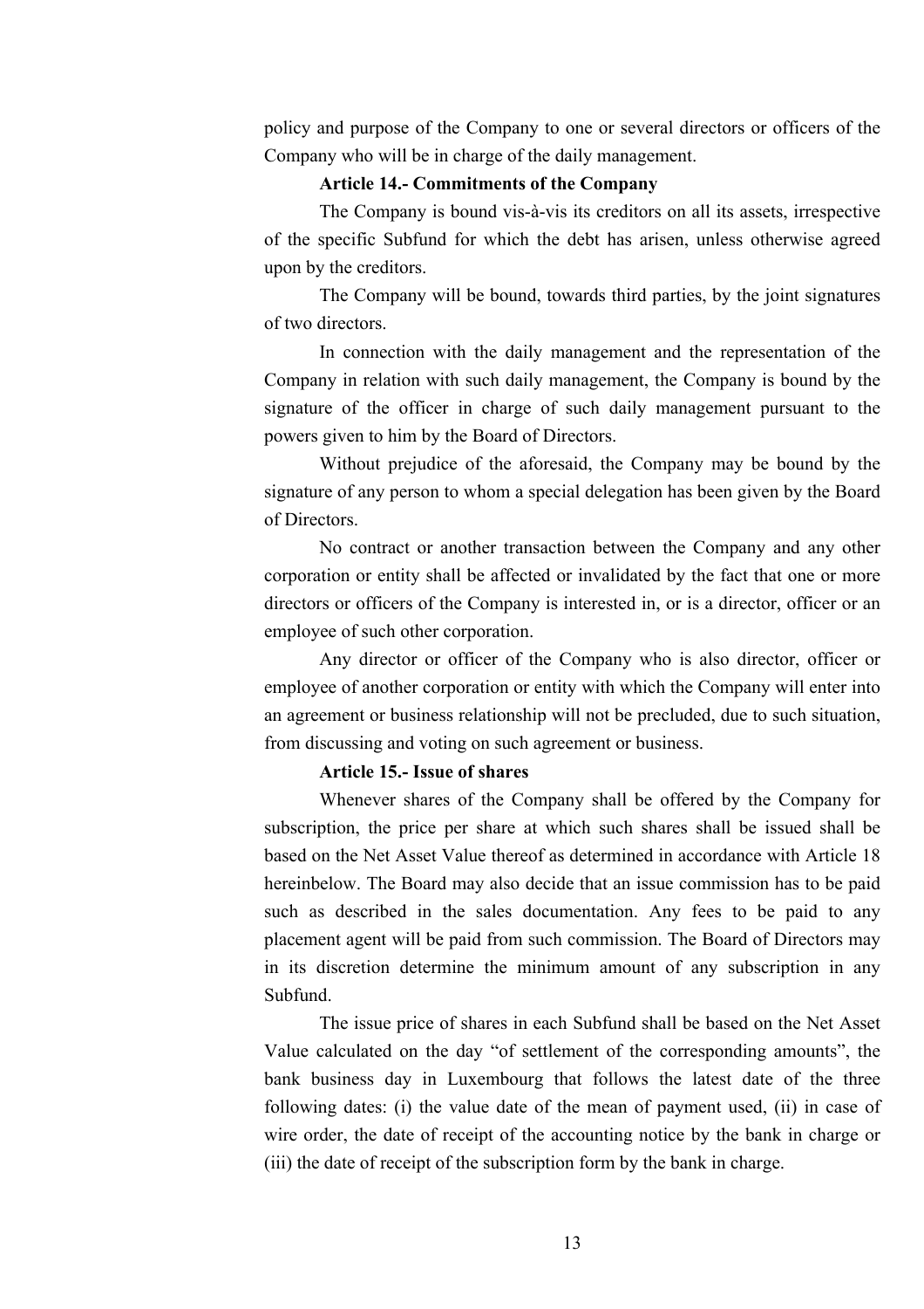policy and purpose of the Company to one or several directors or officers of the Company who will be in charge of the daily management.

**Article 14.- Commitments of the Company**

The Company is bound vis-à-vis its creditors on all its assets, irrespective of the specific Subfund for which the debt has arisen, unless otherwise agreed upon by the creditors.

The Company will be bound, towards third parties, by the joint signatures of two directors.

In connection with the daily management and the representation of the Company in relation with such daily management, the Company is bound by the signature of the officer in charge of such daily management pursuant to the powers given to him by the Board of Directors.

Without prejudice of the aforesaid, the Company may be bound by the signature of any person to whom a special delegation has been given by the Board of Directors.

No contract or another transaction between the Company and any other corporation or entity shall be affected or invalidated by the fact that one or more directors or officers of the Company is interested in, or is a director, officer or an employee of such other corporation.

Any director or officer of the Company who is also director, officer or employee of another corporation or entity with which the Company will enter into an agreement or business relationship will not be precluded, due to such situation, from discussing and voting on such agreement or business.

**Article 15.- Issue of shares**

Whenever shares of the Company shall be offered by the Company for subscription, the price per share at which such shares shall be issued shall be based on the Net Asset Value thereof as determined in accordance with Article 18 hereinbelow. The Board may also decide that an issue commission has to be paid such as described in the sales documentation. Any fees to be paid to any placement agent will be paid from such commission. The Board of Directors may in its discretion determine the minimum amount of any subscription in any Subfund.

The issue price of shares in each Subfund shall be based on the Net Asset Value calculated on the day "of settlement of the corresponding amounts", the bank business day in Luxembourg that follows the latest date of the three following dates: (i) the value date of the mean of payment used, (ii) in case of wire order, the date of receipt of the accounting notice by the bank in charge or (iii) the date of receipt of the subscription form by the bank in charge.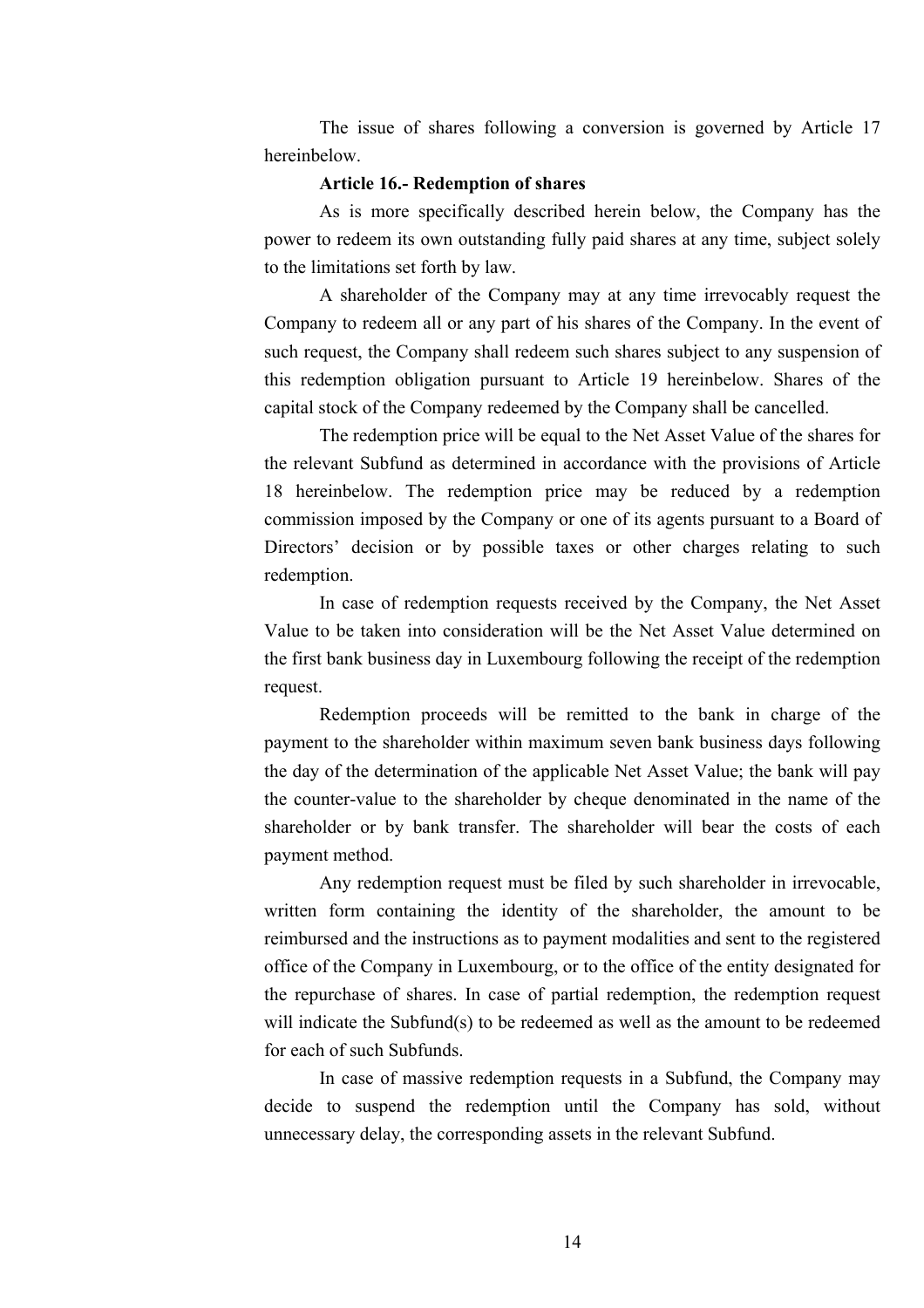The issue of shares following a conversion is governed by Article 17 hereinbelow.

**Article 16.- Redemption of shares**

As is more specifically described herein below, the Company has the power to redeem its own outstanding fully paid shares at any time, subject solely to the limitations set forth by law.

A shareholder of the Company may at any time irrevocably request the Company to redeem all or any part of his shares of the Company. In the event of such request, the Company shall redeem such shares subject to any suspension of this redemption obligation pursuant to Article 19 hereinbelow. Shares of the capital stock of the Company redeemed by the Company shall be cancelled.

The redemption price will be equal to the Net Asset Value of the shares for the relevant Subfund as determined in accordance with the provisions of Article 18 hereinbelow. The redemption price may be reduced by a redemption commission imposed by the Company or one of its agents pursuant to a Board of Directors' decision or by possible taxes or other charges relating to such redemption.

In case of redemption requests received by the Company, the Net Asset Value to be taken into consideration will be the Net Asset Value determined on the first bank business day in Luxembourg following the receipt of the redemption request.

Redemption proceeds will be remitted to the bank in charge of the payment to the shareholder within maximum seven bank business days following the day of the determination of the applicable Net Asset Value; the bank will pay the counter-value to the shareholder by cheque denominated in the name of the shareholder or by bank transfer. The shareholder will bear the costs of each payment method.

Any redemption request must be filed by such shareholder in irrevocable, written form containing the identity of the shareholder, the amount to be reimbursed and the instructions as to payment modalities and sent to the registered office of the Company in Luxembourg, or to the office of the entity designated for the repurchase of shares. In case of partial redemption, the redemption request will indicate the Subfund(s) to be redeemed as well as the amount to be redeemed for each of such Subfunds.

In case of massive redemption requests in a Subfund, the Company may decide to suspend the redemption until the Company has sold, without unnecessary delay, the corresponding assets in the relevant Subfund.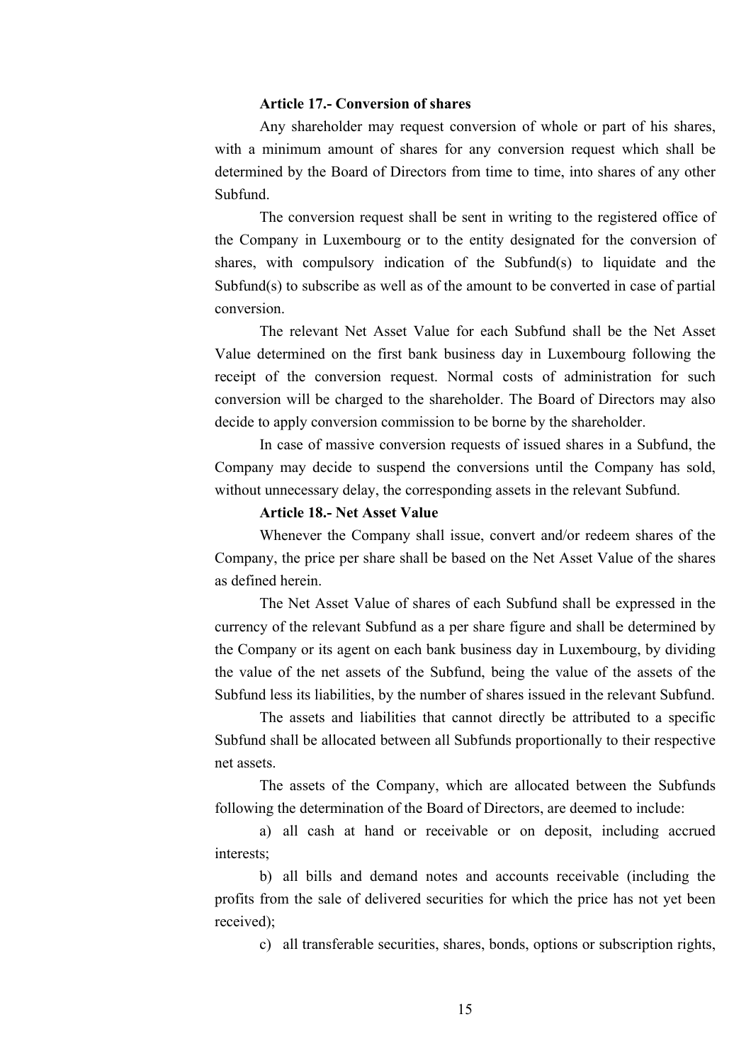**Article 17.- Conversion of shares**

Any shareholder may request conversion of whole or part of his shares, with a minimum amount of shares for any conversion request which shall be determined by the Board of Directors from time to time, into shares of any other Subfund.

The conversion request shall be sent in writing to the registered office of the Company in Luxembourg or to the entity designated for the conversion of shares, with compulsory indication of the Subfund(s) to liquidate and the Subfund(s) to subscribe as well as of the amount to be converted in case of partial conversion.

The relevant Net Asset Value for each Subfund shall be the Net Asset Value determined on the first bank business day in Luxembourg following the receipt of the conversion request. Normal costs of administration for such conversion will be charged to the shareholder. The Board of Directors may also decide to apply conversion commission to be borne by the shareholder.

In case of massive conversion requests of issued shares in a Subfund, the Company may decide to suspend the conversions until the Company has sold, without unnecessary delay, the corresponding assets in the relevant Subfund.

**Article 18.- Net Asset Value**

Whenever the Company shall issue, convert and/or redeem shares of the Company, the price per share shall be based on the Net Asset Value of the shares as defined herein.

The Net Asset Value of shares of each Subfund shall be expressed in the currency of the relevant Subfund as a per share figure and shall be determined by the Company or its agent on each bank business day in Luxembourg, by dividing the value of the net assets of the Subfund, being the value of the assets of the Subfund less its liabilities, by the number of shares issued in the relevant Subfund.

The assets and liabilities that cannot directly be attributed to a specific Subfund shall be allocated between all Subfunds proportionally to their respective net assets.

The assets of the Company, which are allocated between the Subfunds following the determination of the Board of Directors, are deemed to include:

a) all cash at hand or receivable or on deposit, including accrued interests;

b) all bills and demand notes and accounts receivable (including the profits from the sale of delivered securities for which the price has not yet been received);

c) all transferable securities, shares, bonds, options or subscription rights,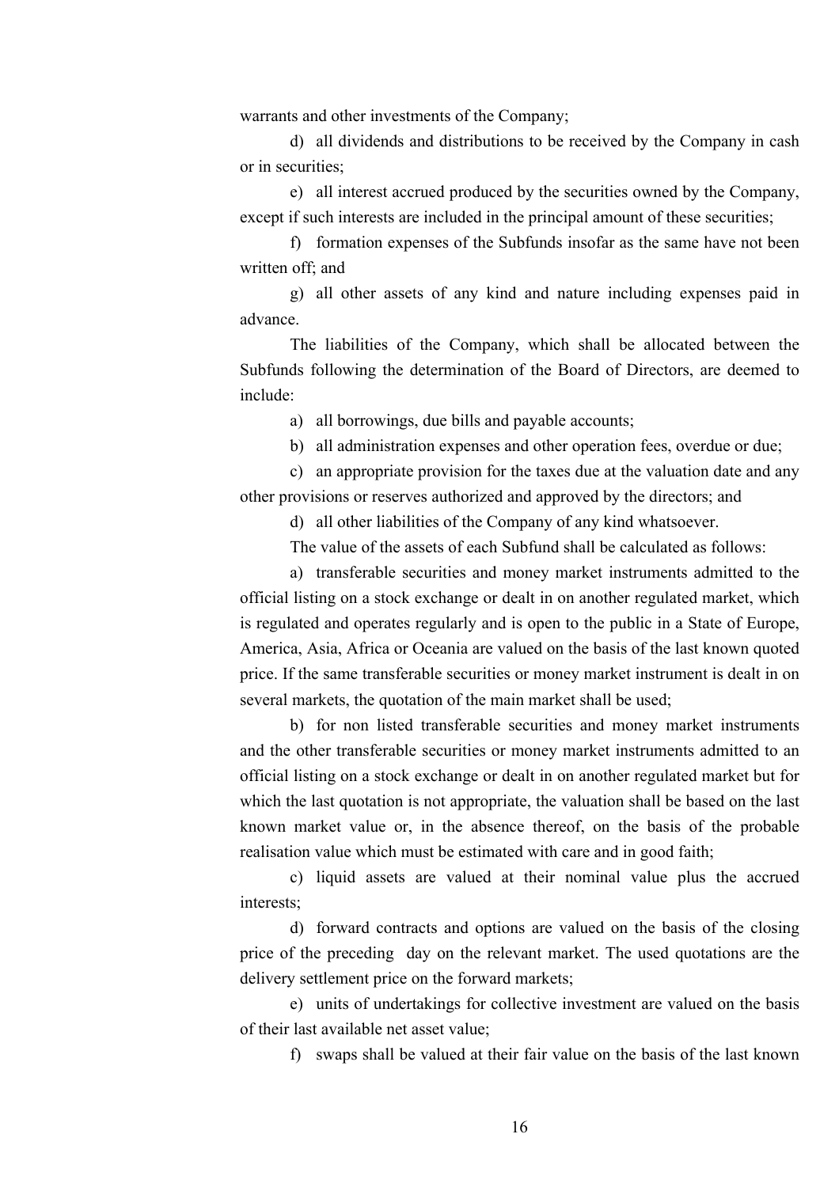warrants and other investments of the Company;

d) all dividends and distributions to be received by the Company in cash or in securities;

e) all interest accrued produced by the securities owned by the Company, except if such interests are included in the principal amount of these securities;

f) formation expenses of the Subfunds insofar as the same have not been written off; and

g) all other assets of any kind and nature including expenses paid in advance.

The liabilities of the Company, which shall be allocated between the Subfunds following the determination of the Board of Directors, are deemed to include:

a) all borrowings, due bills and payable accounts;

b) all administration expenses and other operation fees, overdue or due;

c) an appropriate provision for the taxes due at the valuation date and any other provisions or reserves authorized and approved by the directors; and

d) all other liabilities of the Company of any kind whatsoever.

The value of the assets of each Subfund shall be calculated as follows:

a) transferable securities and money market instruments admitted to the official listing on a stock exchange or dealt in on another regulated market, which is regulated and operates regularly and is open to the public in a State of Europe, America, Asia, Africa or Oceania are valued on the basis of the last known quoted price. If the same transferable securities or money market instrument is dealt in on several markets, the quotation of the main market shall be used;

b) for non listed transferable securities and money market instruments and the other transferable securities or money market instruments admitted to an official listing on a stock exchange or dealt in on another regulated market but for which the last quotation is not appropriate, the valuation shall be based on the last known market value or, in the absence thereof, on the basis of the probable realisation value which must be estimated with care and in good faith;

c) liquid assets are valued at their nominal value plus the accrued interests;

d) forward contracts and options are valued on the basis of the closing price of the preceding day on the relevant market. The used quotations are the delivery settlement price on the forward markets;

e) units of undertakings for collective investment are valued on the basis of their last available net asset value;

f) swaps shall be valued at their fair value on the basis of the last known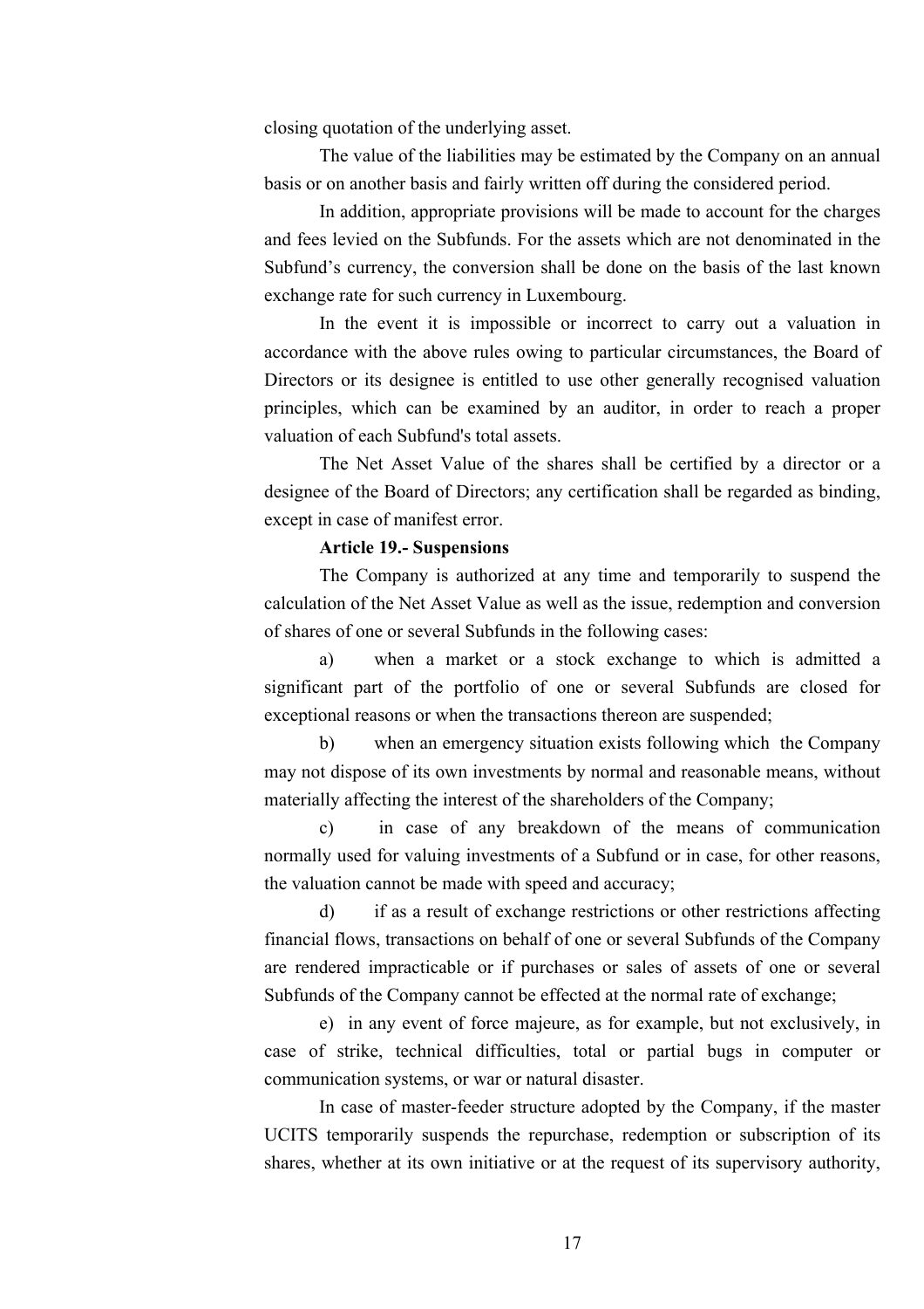closing quotation of the underlying asset.

The value of the liabilities may be estimated by the Company on an annual basis or on another basis and fairly written off during the considered period.

In addition, appropriate provisions will be made to account for the charges and fees levied on the Subfunds. For the assets which are not denominated in the Subfund's currency, the conversion shall be done on the basis of the last known exchange rate for such currency in Luxembourg.

In the event it is impossible or incorrect to carry out a valuation in accordance with the above rules owing to particular circumstances, the Board of Directors or its designee is entitled to use other generally recognised valuation principles, which can be examined by an auditor, in order to reach a proper valuation of each Subfund's total assets.

The Net Asset Value of the shares shall be certified by a director or a designee of the Board of Directors; any certification shall be regarded as binding, except in case of manifest error.

**Article 19.- Suspensions**

The Company is authorized at any time and temporarily to suspend the calculation of the Net Asset Value as well as the issue, redemption and conversion of shares of one or several Subfunds in the following cases:

a) when a market or a stock exchange to which is admitted a significant part of the portfolio of one or several Subfunds are closed for exceptional reasons or when the transactions thereon are suspended;

b) when an emergency situation exists following which the Company may not dispose of its own investments by normal and reasonable means, without materially affecting the interest of the shareholders of the Company;

c) in case of any breakdown of the means of communication normally used for valuing investments of a Subfund or in case, for other reasons, the valuation cannot be made with speed and accuracy;

d) if as a result of exchange restrictions or other restrictions affecting financial flows, transactions on behalf of one or several Subfunds of the Company are rendered impracticable or if purchases or sales of assets of one or several Subfunds of the Company cannot be effected at the normal rate of exchange;

e) in any event of force majeure, as for example, but not exclusively, in case of strike, technical difficulties, total or partial bugs in computer or communication systems, or war or natural disaster.

In case of master-feeder structure adopted by the Company, if the master UCITS temporarily suspends the repurchase, redemption or subscription of its shares, whether at its own initiative or at the request of its supervisory authority,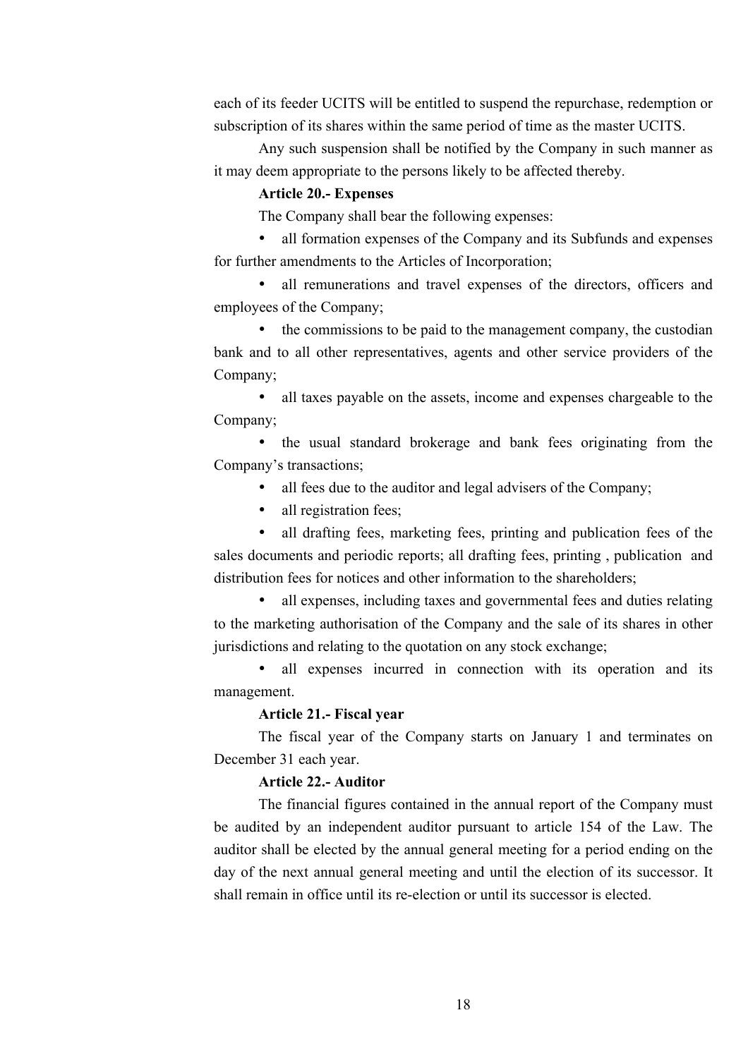each of its feeder UCITS will be entitled to suspend the repurchase, redemption or subscription of its shares within the same period of time as the master UCITS.

Any such suspension shall be notified by the Company in such manner as it may deem appropriate to the persons likely to be affected thereby.

**Article 20.- Expenses**

The Company shall bear the following expenses:

- all formation expenses of the Company and its Subfunds and expenses for further amendments to the Articles of Incorporation;
- all remunerations and travel expenses of the directors, officers and employees of the Company;
- the commissions to be paid to the management company, the custodian bank and to all other representatives, agents and other service providers of the Company;
- all taxes payable on the assets, income and expenses chargeable to the Company;
- the usual standard brokerage and bank fees originating from the Company's transactions;
- all fees due to the auditor and legal advisers of the Company;
- all registration fees;
- all drafting fees, marketing fees, printing and publication fees of the sales documents and periodic reports; all drafting fees, printing , publication and distribution fees for notices and other information to the shareholders;
- all expenses, including taxes and governmental fees and duties relating to the marketing authorisation of the Company and the sale of its shares in other jurisdictions and relating to the quotation on any stock exchange;
- all expenses incurred in connection with its operation and its management.

**Article 21.- Fiscal year**

The fiscal year of the Company starts on January 1 and terminates on December 31 each year.

**Article 22.- Auditor**

The financial figures contained in the annual report of the Company must be audited by an independent auditor pursuant to article 154 of the Law. The auditor shall be elected by the annual general meeting for a period ending on the day of the next annual general meeting and until the election of its successor. It shall remain in office until its re-election or until its successor is elected.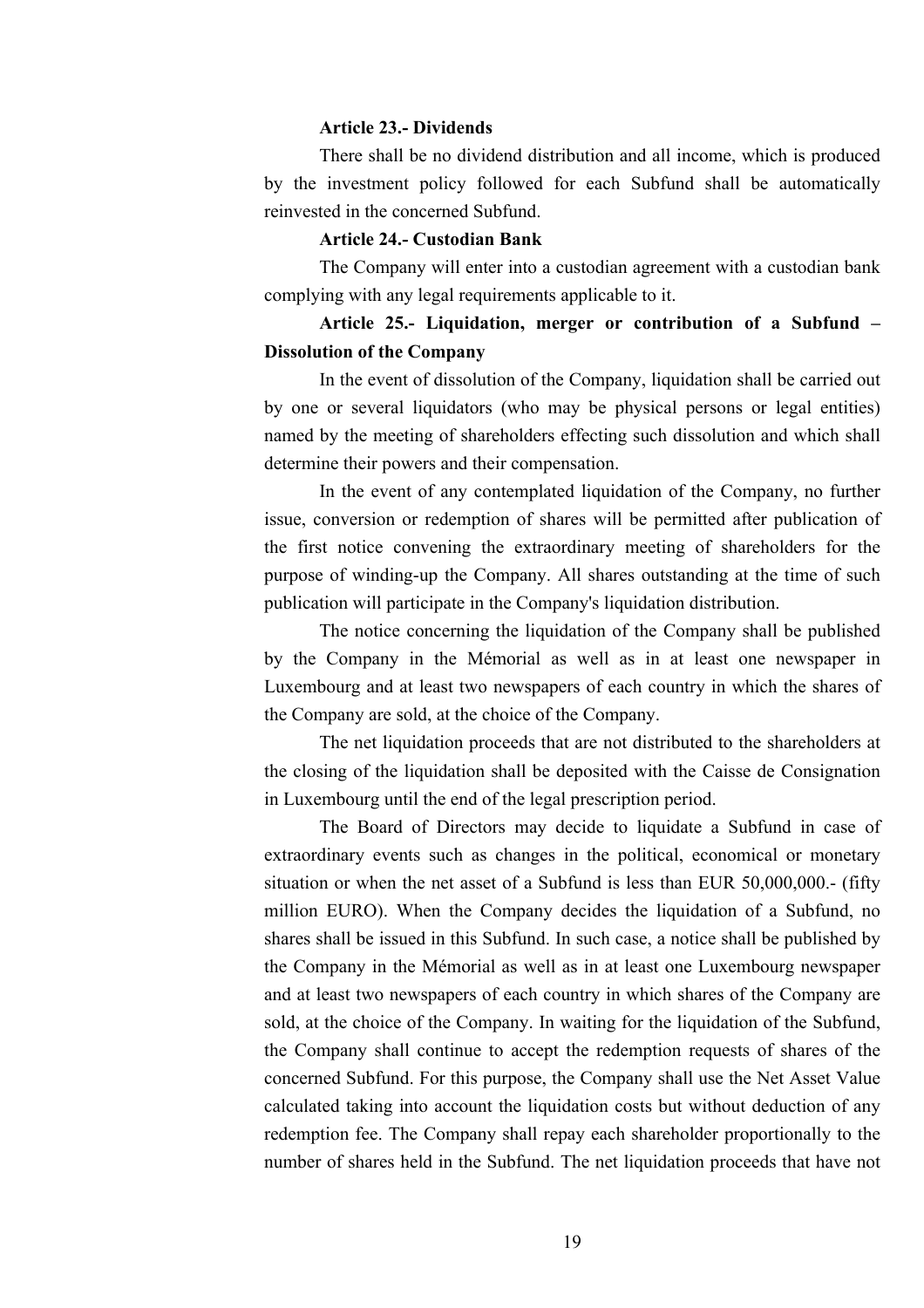**Article 23.- Dividends**

There shall be no dividend distribution and all income, which is produced by the investment policy followed for each Subfund shall be automatically reinvested in the concerned Subfund.

**Article 24.- Custodian Bank**

The Company will enter into a custodian agreement with a custodian bank complying with any legal requirements applicable to it.

**Article 25.- Liquidation, merger or contribution of a Subfund – Dissolution of the Company**

In the event of dissolution of the Company, liquidation shall be carried out by one or several liquidators (who may be physical persons or legal entities) named by the meeting of shareholders effecting such dissolution and which shall determine their powers and their compensation.

In the event of any contemplated liquidation of the Company, no further issue, conversion or redemption of shares will be permitted after publication of the first notice convening the extraordinary meeting of shareholders for the purpose of winding-up the Company. All shares outstanding at the time of such publication will participate in the Company's liquidation distribution.

The notice concerning the liquidation of the Company shall be published by the Company in the Mémorial as well as in at least one newspaper in Luxembourg and at least two newspapers of each country in which the shares of the Company are sold, at the choice of the Company.

The net liquidation proceeds that are not distributed to the shareholders at the closing of the liquidation shall be deposited with the Caisse de Consignation in Luxembourg until the end of the legal prescription period.

The Board of Directors may decide to liquidate a Subfund in case of extraordinary events such as changes in the political, economical or monetary situation or when the net asset of a Subfund is less than EUR 50,000,000.- (fifty million EURO). When the Company decides the liquidation of a Subfund, no shares shall be issued in this Subfund. In such case, a notice shall be published by the Company in the Mémorial as well as in at least one Luxembourg newspaper and at least two newspapers of each country in which shares of the Company are sold, at the choice of the Company. In waiting for the liquidation of the Subfund, the Company shall continue to accept the redemption requests of shares of the concerned Subfund. For this purpose, the Company shall use the Net Asset Value calculated taking into account the liquidation costs but without deduction of any redemption fee. The Company shall repay each shareholder proportionally to the number of shares held in the Subfund. The net liquidation proceeds that have not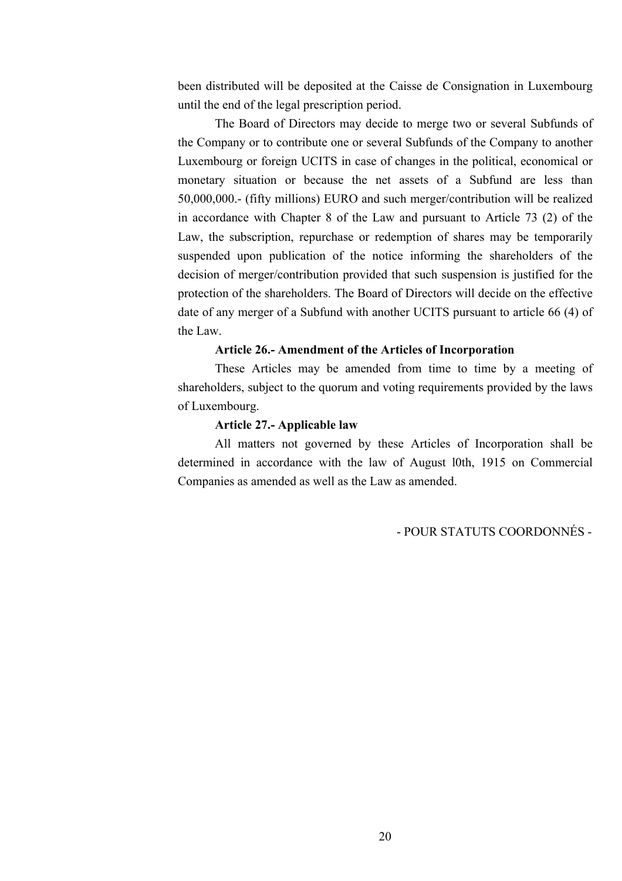been distributed will be deposited at the Caisse de Consignation in Luxembourg until the end of the legal prescription period.

The Board of Directors may decide to merge two or several Subfunds of the Company or to contribute one or several Subfunds of the Company to another Luxembourg or foreign UCITS in case of changes in the political, economical or monetary situation or because the net assets of a Subfund are less than 50,000,000.- (fifty millions) EURO and such merger/contribution will be realized in accordance with Chapter 8 of the Law and pursuant to Article 73 (2) of the Law, the subscription, repurchase or redemption of shares may be temporarily suspended upon publication of the notice informing the shareholders of the decision of merger/contribution provided that such suspension is justified for the protection of the shareholders. The Board of Directors will decide on the effective date of any merger of a Subfund with another UCITS pursuant to article 66 (4) of the Law.

**Article 26.- Amendment of the Articles of Incorporation**

These Articles may be amended from time to time by a meeting of shareholders, subject to the quorum and voting requirements provided by the laws of Luxembourg.

**Article 27.- Applicable law**

All matters not governed by these Articles of Incorporation shall be determined in accordance with the law of August l0th, 1915 on Commercial Companies as amended as well as the Law as amended.

- POUR STATUTS COORDONNÉS -